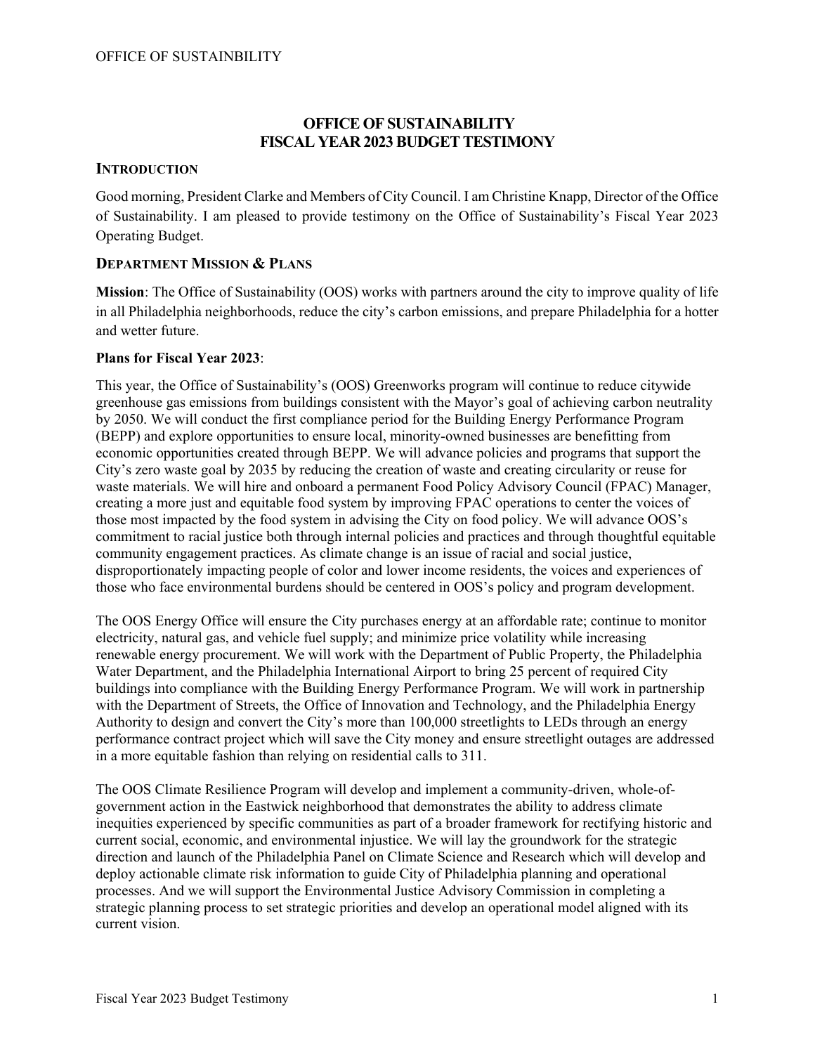# OFFICE OF SUSTAINABILITY
# FISCAL YEAR 2023 BUDGET TESTIMONY

## INTRODUCTION

Good morning, President Clarke and Members of City Council. I am Christine Knapp, Director of the Office of Sustainability. I am pleased to provide testimony on the Office of Sustainability's Fiscal Year 2023 Operating Budget.

## DEPARTMENT MISSION & PLANS

**Mission**: The Office of Sustainability (OOS) works with partners around the city to improve quality of life in all Philadelphia neighborhoods, reduce the city's carbon emissions, and prepare Philadelphia for a hotter and wetter future.

**Plans for Fiscal Year 2023**:

This year, the Office of Sustainability's (OOS) Greenworks program will continue to reduce citywide greenhouse gas emissions from buildings consistent with the Mayor's goal of achieving carbon neutrality by 2050. We will conduct the first compliance period for the Building Energy Performance Program (BEPP) and explore opportunities to ensure local, minority-owned businesses are benefitting from economic opportunities created through BEPP. We will advance policies and programs that support the City's zero waste goal by 2035 by reducing the creation of waste and creating circularity or reuse for waste materials. We will hire and onboard a permanent Food Policy Advisory Council (FPAC) Manager, creating a more just and equitable food system by improving FPAC operations to center the voices of those most impacted by the food system in advising the City on food policy. We will advance OOS's commitment to racial justice both through internal policies and practices and through thoughtful equitable community engagement practices. As climate change is an issue of racial and social justice, disproportionately impacting people of color and lower income residents, the voices and experiences of those who face environmental burdens should be centered in OOS's policy and program development.

The OOS Energy Office will ensure the City purchases energy at an affordable rate; continue to monitor electricity, natural gas, and vehicle fuel supply; and minimize price volatility while increasing renewable energy procurement. We will work with the Department of Public Property, the Philadelphia Water Department, and the Philadelphia International Airport to bring 25 percent of required City buildings into compliance with the Building Energy Performance Program. We will work in partnership with the Department of Streets, the Office of Innovation and Technology, and the Philadelphia Energy Authority to design and convert the City's more than 100,000 streetlights to LEDs through an energy performance contract project which will save the City money and ensure streetlight outages are addressed in a more equitable fashion than relying on residential calls to 311.

The OOS Climate Resilience Program will develop and implement a community-driven, whole-of-government action in the Eastwick neighborhood that demonstrates the ability to address climate inequities experienced by specific communities as part of a broader framework for rectifying historic and current social, economic, and environmental injustice. We will lay the groundwork for the strategic direction and launch of the Philadelphia Panel on Climate Science and Research which will develop and deploy actionable climate risk information to guide City of Philadelphia planning and operational processes. And we will support the Environmental Justice Advisory Commission in completing a strategic planning process to set strategic priorities and develop an operational model aligned with its current vision.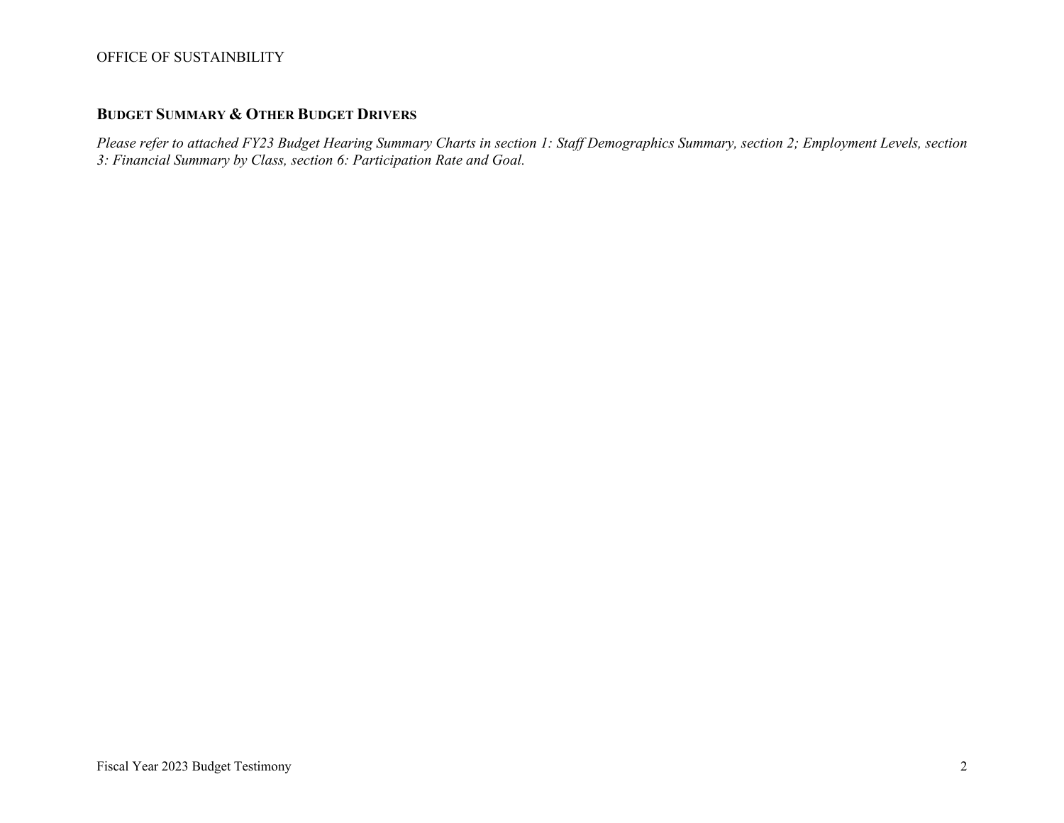## BUDGET SUMMARY & OTHER BUDGET DRIVERS

*Please refer to attached FY23 Budget Hearing Summary Charts in section 1: Staff Demographics Summary, section 2; Employment Levels, section 3: Financial Summary by Class, section 6: Participation Rate and Goal.*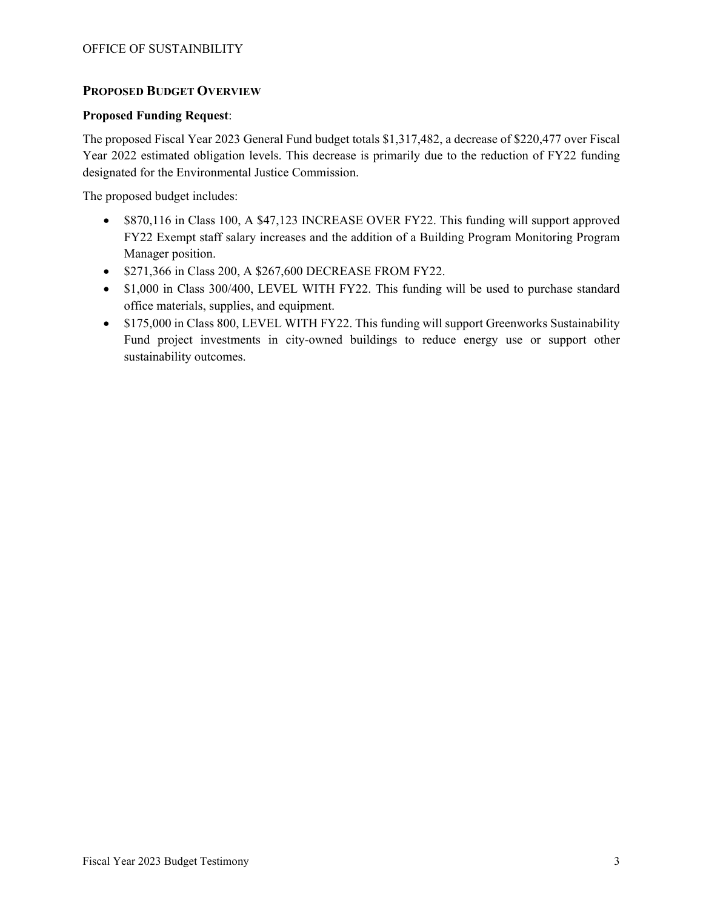## Proposed Budget Overview

**Proposed Funding Request**:

The proposed Fiscal Year 2023 General Fund budget totals $1,317,482, a decrease of $220,477 over Fiscal Year 2022 estimated obligation levels. This decrease is primarily due to the reduction of FY22 funding designated for the Environmental Justice Commission.

The proposed budget includes:

- $870,116 in Class 100, A $47,123 INCREASE OVER FY22. This funding will support approved FY22 Exempt staff salary increases and the addition of a Building Program Monitoring Program Manager position.
- $271,366 in Class 200, A $267,600 DECREASE FROM FY22.
- $1,000 in Class 300/400, LEVEL WITH FY22. This funding will be used to purchase standard office materials, supplies, and equipment.
- $175,000 in Class 800, LEVEL WITH FY22. This funding will support Greenworks Sustainability Fund project investments in city-owned buildings to reduce energy use or support other sustainability outcomes.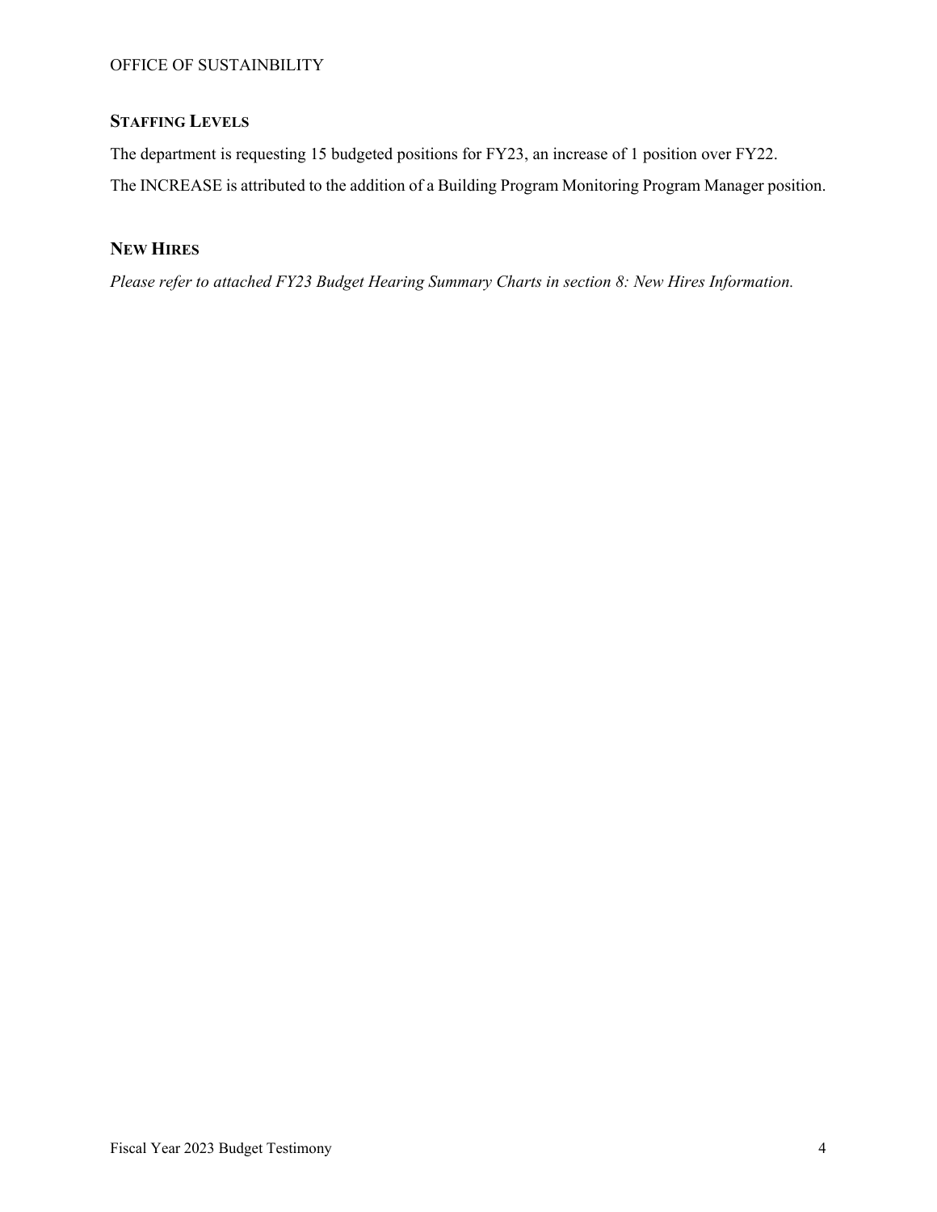## STAFFING LEVELS

The department is requesting 15 budgeted positions for FY23, an increase of 1 position over FY22.

The INCREASE is attributed to the addition of a Building Program Monitoring Program Manager position.

## NEW HIRES

*Please refer to attached FY23 Budget Hearing Summary Charts in section 8: New Hires Information.*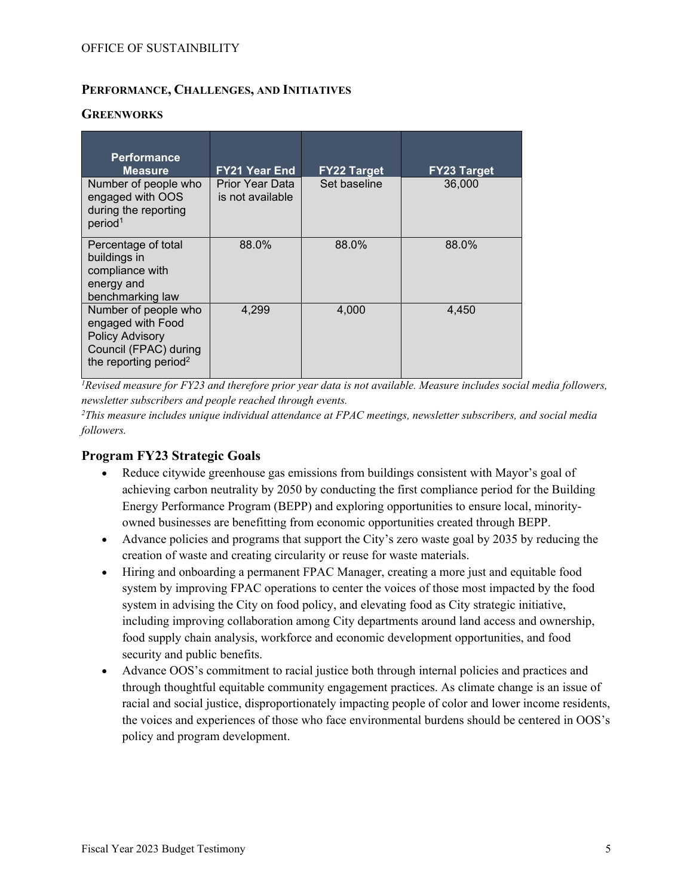## PERFORMANCE, CHALLENGES, AND INITIATIVES

### GREENWORKS

| Performance Measure | FY21 Year End | FY22 Target | FY23 Target |
|---|---|---|---|
| Number of people who engaged with OOS during the reporting period[1] | Prior Year Data is not available | Set baseline | 36,000 |
| Percentage of total buildings in compliance with energy and benchmarking law | 88.0% | 88.0% | 88.0% |
| Number of people who engaged with Food Policy Advisory Council (FPAC) during the reporting period[2] | 4,299 | 4,000 | 4,450 |

*[1]Revised measure for FY23 and therefore prior year data is not available. Measure includes social media followers, newsletter subscribers and people reached through events.*

*[2]This measure includes unique individual attendance at FPAC meetings, newsletter subscribers, and social media followers.*

### Program FY23 Strategic Goals

- Reduce citywide greenhouse gas emissions from buildings consistent with Mayor's goal of achieving carbon neutrality by 2050 by conducting the first compliance period for the Building Energy Performance Program (BEPP) and exploring opportunities to ensure local, minority-owned businesses are benefitting from economic opportunities created through BEPP.
- Advance policies and programs that support the City's zero waste goal by 2035 by reducing the creation of waste and creating circularity or reuse for waste materials.
- Hiring and onboarding a permanent FPAC Manager, creating a more just and equitable food system by improving FPAC operations to center the voices of those most impacted by the food system in advising the City on food policy, and elevating food as City strategic initiative, including improving collaboration among City departments around land access and ownership, food supply chain analysis, workforce and economic development opportunities, and food security and public benefits.
- Advance OOS's commitment to racial justice both through internal policies and practices and through thoughtful equitable community engagement practices. As climate change is an issue of racial and social justice, disproportionately impacting people of color and lower income residents, the voices and experiences of those who face environmental burdens should be centered in OOS's policy and program development.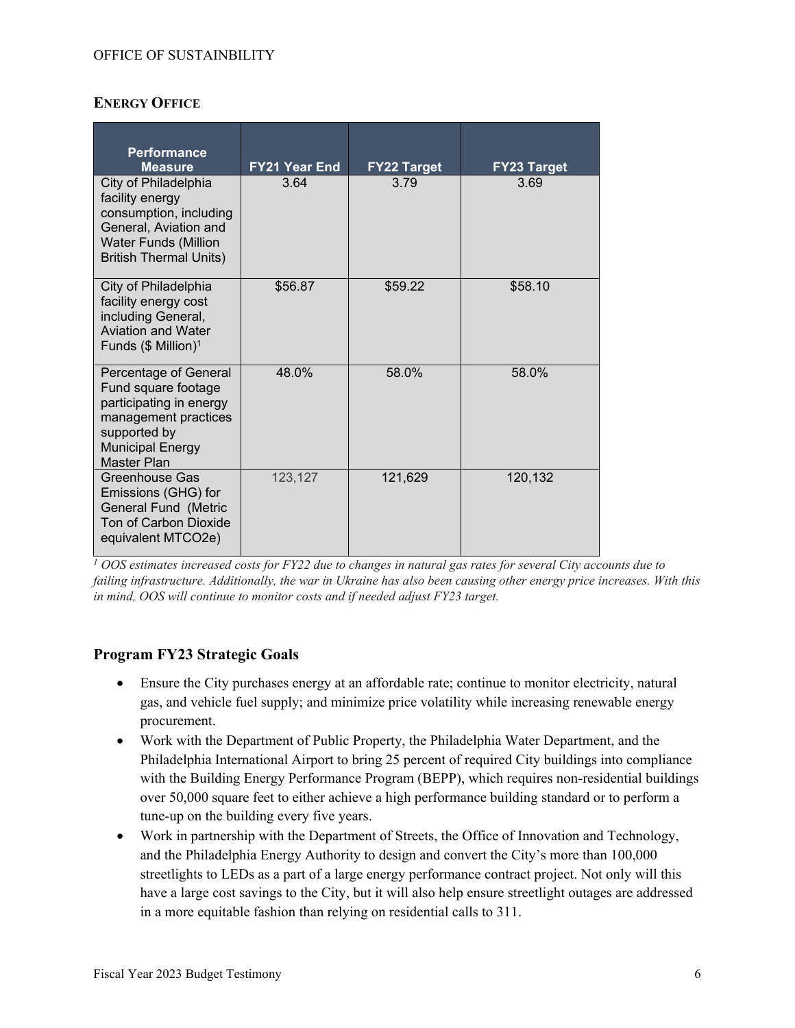## Energy Office

| Performance Measure | FY21 Year End | FY22 Target | FY23 Target |
|---|---|---|---|
| City of Philadelphia facility energy consumption, including General, Aviation and Water Funds (Million British Thermal Units) | 3.64 | 3.79 | 3.69 |
| City of Philadelphia facility energy cost including General, Aviation and Water Funds ($ Million)[1] | $56.87 | $59.22 | $58.10 |
| Percentage of General Fund square footage participating in energy management practices supported by Municipal Energy Master Plan | 48.0% | 58.0% | 58.0% |
| Greenhouse Gas Emissions (GHG) for General Fund (Metric Ton of Carbon Dioxide equivalent MTCO2e) | 123,127 | 121,629 | 120,132 |

*[1] OOS estimates increased costs for FY22 due to changes in natural gas rates for several City accounts due to failing infrastructure. Additionally, the war in Ukraine has also been causing other energy price increases. With this in mind, OOS will continue to monitor costs and if needed adjust FY23 target.*

### Program FY23 Strategic Goals

- Ensure the City purchases energy at an affordable rate; continue to monitor electricity, natural gas, and vehicle fuel supply; and minimize price volatility while increasing renewable energy procurement.
- Work with the Department of Public Property, the Philadelphia Water Department, and the Philadelphia International Airport to bring 25 percent of required City buildings into compliance with the Building Energy Performance Program (BEPP), which requires non-residential buildings over 50,000 square feet to either achieve a high performance building standard or to perform a tune-up on the building every five years.
- Work in partnership with the Department of Streets, the Office of Innovation and Technology, and the Philadelphia Energy Authority to design and convert the City's more than 100,000 streetlights to LEDs as a part of a large energy performance contract project. Not only will this have a large cost savings to the City, but it will also help ensure streetlight outages are addressed in a more equitable fashion than relying on residential calls to 311.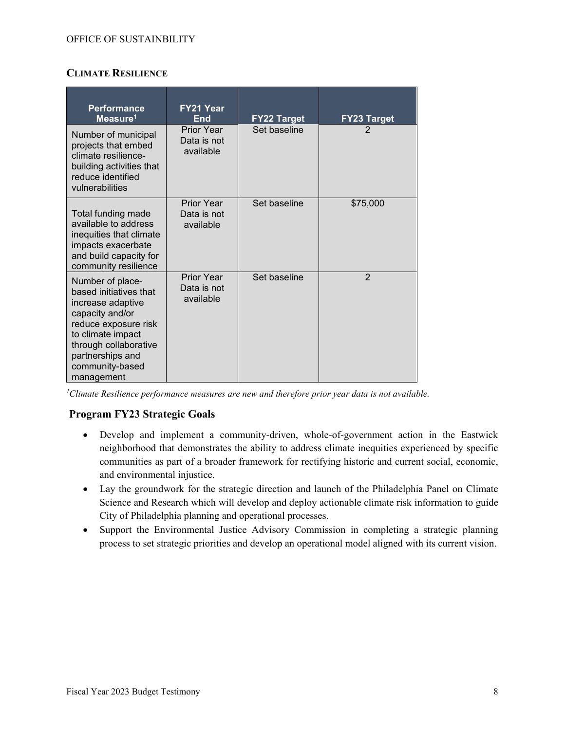### Climate Resilience

| Performance Measure[1] | FY21 Year End | FY22 Target | FY23 Target |
| --- | --- | --- | --- |
| Number of municipal projects that embed climate resilience-building activities that reduce identified vulnerabilities | Prior Year Data is not available | Set baseline | 2 |
| Total funding made available to address inequities that climate impacts exacerbate and build capacity for community resilience | Prior Year Data is not available | Set baseline | $75,000 |
| Number of place-based initiatives that increase adaptive capacity and/or reduce exposure risk to climate impact through collaborative partnerships and community-based management | Prior Year Data is not available | Set baseline | 2 |

*[1]Climate Resilience performance measures are new and therefore prior year data is not available.*

## Program FY23 Strategic Goals

- Develop and implement a community-driven, whole-of-government action in the Eastwick neighborhood that demonstrates the ability to address climate inequities experienced by specific communities as part of a broader framework for rectifying historic and current social, economic, and environmental injustice.
- Lay the groundwork for the strategic direction and launch of the Philadelphia Panel on Climate Science and Research which will develop and deploy actionable climate risk information to guide City of Philadelphia planning and operational processes.
- Support the Environmental Justice Advisory Commission in completing a strategic planning process to set strategic priorities and develop an operational model aligned with its current vision.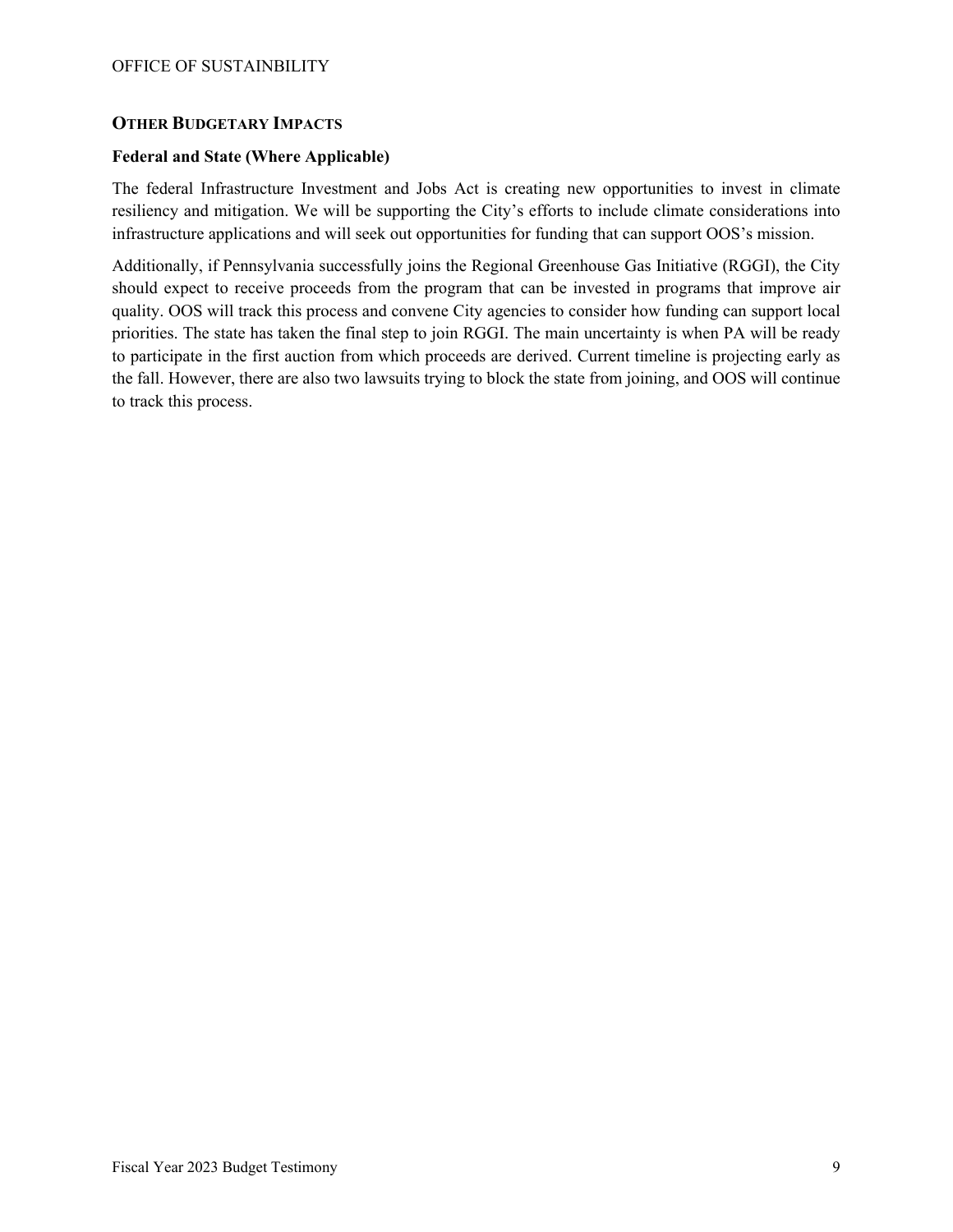## OTHER BUDGETARY IMPACTS

### Federal and State (Where Applicable)

The federal Infrastructure Investment and Jobs Act is creating new opportunities to invest in climate resiliency and mitigation. We will be supporting the City's efforts to include climate considerations into infrastructure applications and will seek out opportunities for funding that can support OOS's mission.

Additionally, if Pennsylvania successfully joins the Regional Greenhouse Gas Initiative (RGGI), the City should expect to receive proceeds from the program that can be invested in programs that improve air quality. OOS will track this process and convene City agencies to consider how funding can support local priorities. The state has taken the final step to join RGGI. The main uncertainty is when PA will be ready to participate in the first auction from which proceeds are derived. Current timeline is projecting early as the fall. However, there are also two lawsuits trying to block the state from joining, and OOS will continue to track this process.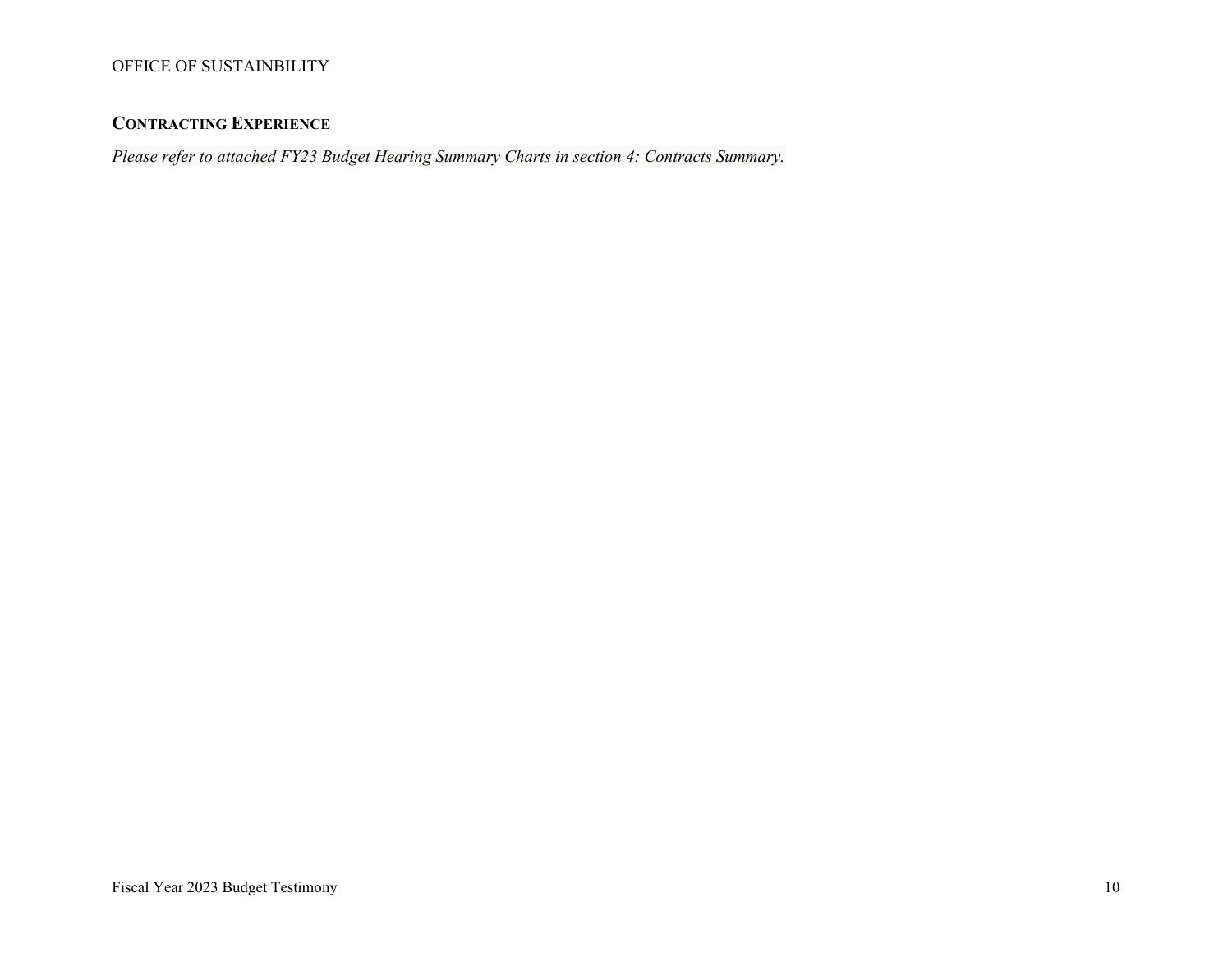## Contracting Experience

*Please refer to attached FY23 Budget Hearing Summary Charts in section 4: Contracts Summary.*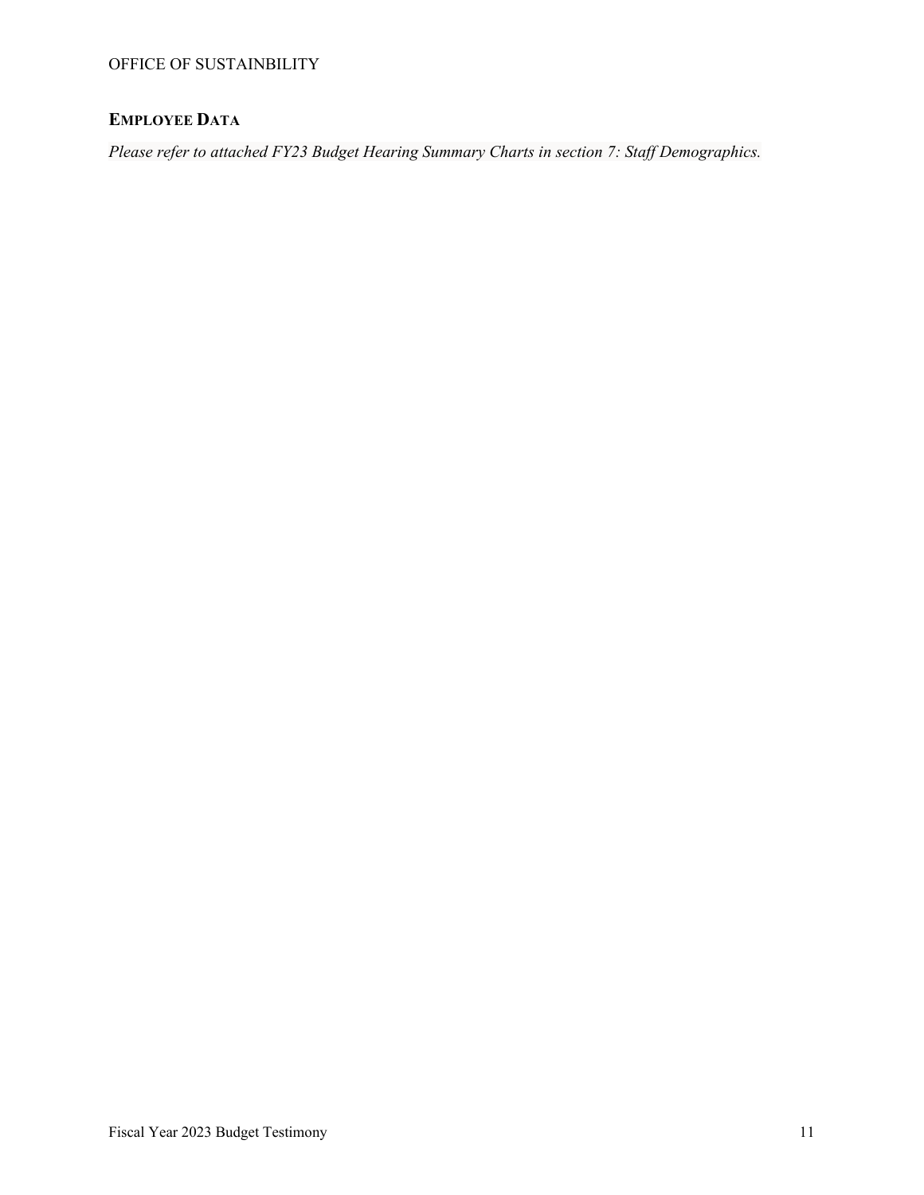## EMPLOYEE DATA

*Please refer to attached FY23 Budget Hearing Summary Charts in section 7: Staff Demographics.*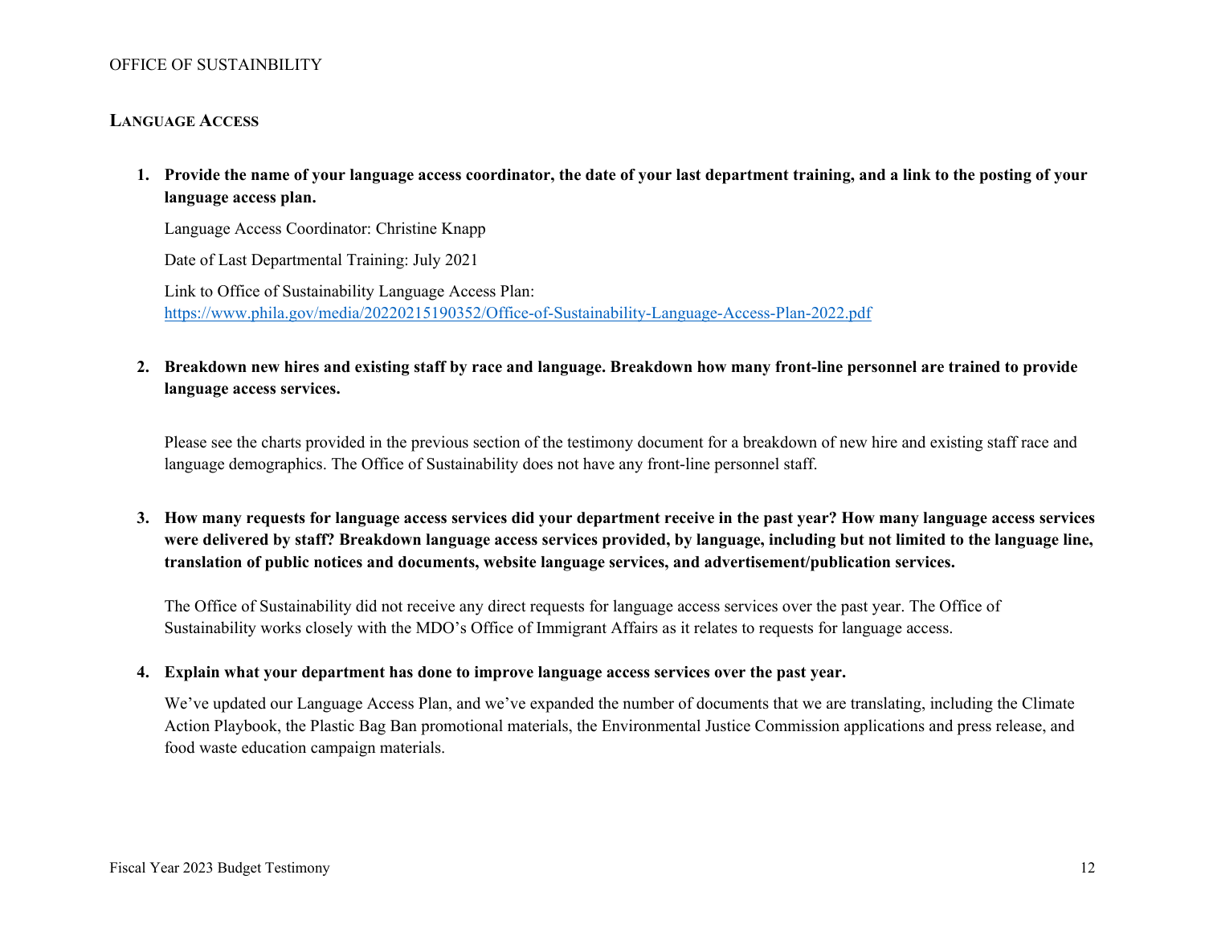## LANGUAGE ACCESS

1. **Provide the name of your language access coordinator, the date of your last department training, and a link to the posting of your language access plan.**

   Language Access Coordinator: Christine Knapp

   Date of Last Departmental Training: July 2021

   Link to Office of Sustainability Language Access Plan: https://www.phila.gov/media/20220215190352/Office-of-Sustainability-Language-Access-Plan-2022.pdf

2. **Breakdown new hires and existing staff by race and language. Breakdown how many front-line personnel are trained to provide language access services.**

   Please see the charts provided in the previous section of the testimony document for a breakdown of new hire and existing staff race and language demographics. The Office of Sustainability does not have any front-line personnel staff.

3. **How many requests for language access services did your department receive in the past year? How many language access services were delivered by staff? Breakdown language access services provided, by language, including but not limited to the language line, translation of public notices and documents, website language services, and advertisement/publication services.**

   The Office of Sustainability did not receive any direct requests for language access services over the past year. The Office of Sustainability works closely with the MDO's Office of Immigrant Affairs as it relates to requests for language access.

4. **Explain what your department has done to improve language access services over the past year.**

   We've updated our Language Access Plan, and we've expanded the number of documents that we are translating, including the Climate Action Playbook, the Plastic Bag Ban promotional materials, the Environmental Justice Commission applications and press release, and food waste education campaign materials.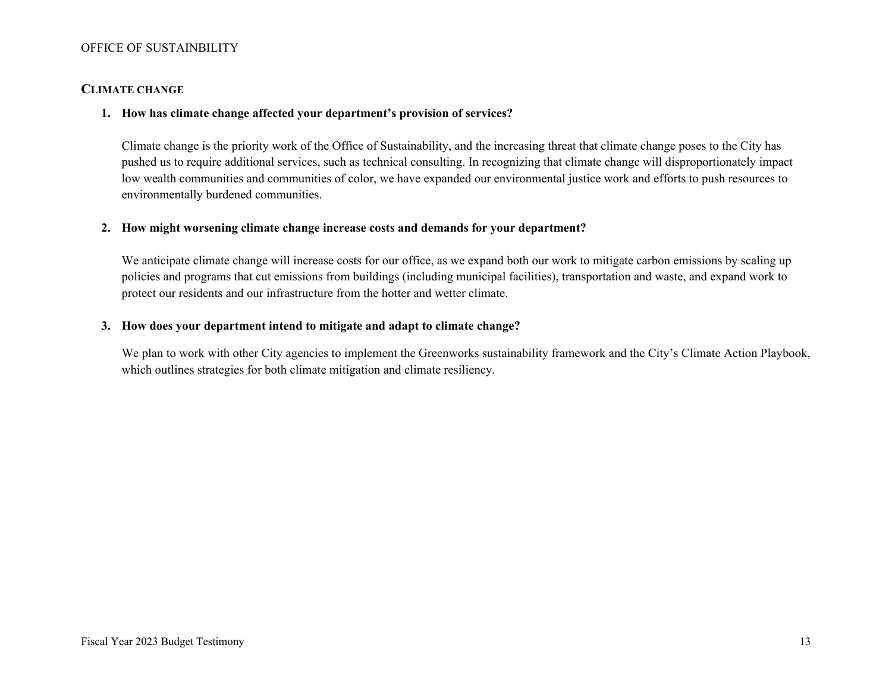## CLIMATE CHANGE

1. **How has climate change affected your department's provision of services?**

   Climate change is the priority work of the Office of Sustainability, and the increasing threat that climate change poses to the City has pushed us to require additional services, such as technical consulting. In recognizing that climate change will disproportionately impact low wealth communities and communities of color, we have expanded our environmental justice work and efforts to push resources to environmentally burdened communities.

2. **How might worsening climate change increase costs and demands for your department?**

   We anticipate climate change will increase costs for our office, as we expand both our work to mitigate carbon emissions by scaling up policies and programs that cut emissions from buildings (including municipal facilities), transportation and waste, and expand work to protect our residents and our infrastructure from the hotter and wetter climate.

3. **How does your department intend to mitigate and adapt to climate change?**

   We plan to work with other City agencies to implement the Greenworks sustainability framework and the City's Climate Action Playbook, which outlines strategies for both climate mitigation and climate resiliency.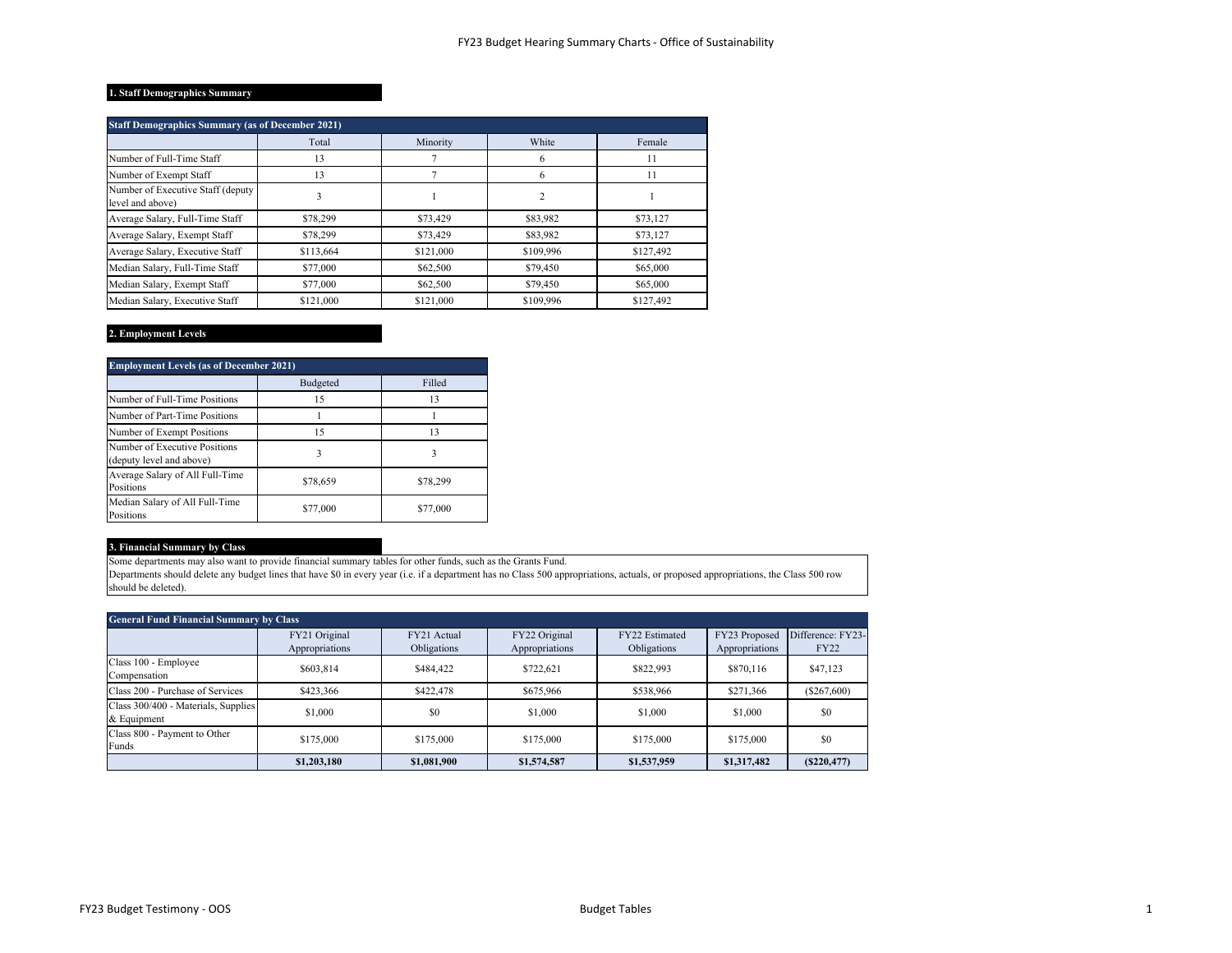# FY23 Budget Hearing Summary Charts - Office of Sustainability

## 1. Staff Demographics Summary

| Staff Demographics Summary (as of December 2021) | | | | |
|---|---|---|---|---|
| | Total | Minority | White | Female |
| Number of Full-Time Staff | 13 | 7 | 6 | 11 |
| Number of Exempt Staff | 13 | 7 | 6 | 11 |
| Number of Executive Staff (deputy level and above) | 3 | 1 | 2 | 1 |
| Average Salary, Full-Time Staff | $78,299 | $73,429 | $83,982 | $73,127 |
| Average Salary, Exempt Staff | $78,299 | $73,429 | $83,982 | $73,127 |
| Average Salary, Executive Staff | $113,664 | $121,000 | $109,996 | $127,492 |
| Median Salary, Full-Time Staff | $77,000 | $62,500 | $79,450 | $65,000 |
| Median Salary, Exempt Staff | $77,000 | $62,500 | $79,450 | $65,000 |
| Median Salary, Executive Staff | $121,000 | $121,000 | $109,996 | $127,492 |

## 2. Employment Levels

| Employment Levels (as of December 2021) | | |
|---|---|---|
| | Budgeted | Filled |
| Number of Full-Time Positions | 15 | 13 |
| Number of Part-Time Positions | 1 | 1 |
| Number of Exempt Positions | 15 | 13 |
| Number of Executive Positions (deputy level and above) | 3 | 3 |
| Average Salary of All Full-Time Positions | $78,659 | $78,299 |
| Median Salary of All Full-Time Positions | $77,000 | $77,000 |

## 3. Financial Summary by Class

Some departments may also want to provide financial summary tables for other funds, such as the Grants Fund.
Departments should delete any budget lines that have $0 in every year (i.e. if a department has no Class 500 appropriations, actuals, or proposed appropriations, the Class 500 row should be deleted).

| General Fund Financial Summary by Class | | | | | | |
|---|---|---|---|---|---|---|
| | FY21 Original Appropriations | FY21 Actual Obligations | FY22 Original Appropriations | FY22 Estimated Obligations | FY23 Proposed Appropriations | Difference: FY23-FY22 |
| Class 100 - Employee Compensation | $603,814 | $484,422 | $722,621 | $822,993 | $870,116 | $47,123 |
| Class 200 - Purchase of Services | $423,366 | $422,478 | $675,966 | $538,966 | $271,366 | ($267,600) |
| Class 300/400 - Materials, Supplies & Equipment | $1,000 | $0 | $1,000 | $1,000 | $1,000 | $0 |
| Class 800 - Payment to Other Funds | $175,000 | $175,000 | $175,000 | $175,000 | $175,000 | $0 |
| | **$1,203,180** | **$1,081,900** | **$1,574,587** | **$1,537,959** | **$1,317,482** | **($220,477)** |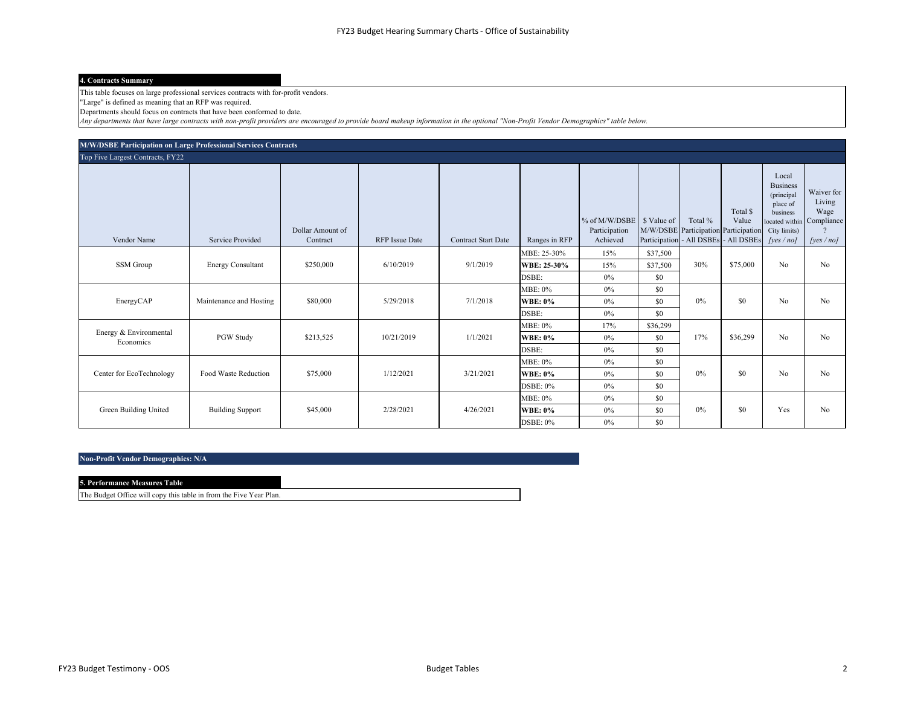FY23 Budget Hearing Summary Charts - Office of Sustainability

**4. Contracts Summary**

This table focuses on large professional services contracts with for-profit vendors.
"Large" is defined as meaning that an RFP was required.
Departments should focus on contracts that have been conformed to date.
*Any departments that have large contracts with non-profit providers are encouraged to provide board makeup information in the optional "Non-Profit Vendor Demographics" table below.*

**M/W/DSBE Participation on Large Professional Services Contracts**

Top Five Largest Contracts, FY22

| Vendor Name | Service Provided | Dollar Amount of Contract | RFP Issue Date | Contract Start Date | Ranges in RFP | % of M/W/DSBE Participation Achieved | $ Value of M/W/DSBE Participation | Total % Participation - All DSBEs | Total $ Value Participation - All DSBEs | Local Business (principal place of business located within City limits) *[yes / no]* | Waiver for Living Wage Compliance? *[yes / no]* |
|---|---|---|---|---|---|---|---|---|---|---|---|
| SSM Group | Energy Consultant | $250,000 | 6/10/2019 | 9/1/2019 | MBE: 25-30% | 15% | $37,500 | 30% | $75,000 | No | No |
| | | | | | **WBE: 25-30%** | 15% | $37,500 | | | | |
| | | | | | DSBE: | 0% | $0 | | | | |
| EnergyCAP | Maintenance and Hosting | $80,000 | 5/29/2018 | 7/1/2018 | MBE: 0% | 0% | $0 | 0% | $0 | No | No |
| | | | | | **WBE: 0%** | 0% | $0 | | | | |
| | | | | | DSBE: | 0% | $0 | | | | |
| Energy & Environmental Economics | PGW Study | $213,525 | 10/21/2019 | 1/1/2021 | MBE: 0% | 17% | $36,299 | 17% | $36,299 | No | No |
| | | | | | **WBE: 0%** | 0% | $0 | | | | |
| | | | | | DSBE: | 0% | $0 | | | | |
| Center for EcoTechnology | Food Waste Reduction | $75,000 | 1/12/2021 | 3/21/2021 | MBE: 0% | 0% | $0 | 0% | $0 | No | No |
| | | | | | **WBE: 0%** | 0% | $0 | | | | |
| | | | | | DSBE: 0% | 0% | $0 | | | | |
| Green Building United | Building Support | $45,000 | 2/28/2021 | 4/26/2021 | MBE: 0% | 0% | $0 | 0% | $0 | Yes | No |
| | | | | | **WBE: 0%** | 0% | $0 | | | | |
| | | | | | DSBE: 0% | 0% | $0 | | | | |

**Non-Profit Vendor Demographics: N/A**

**5. Performance Measures Table**

The Budget Office will copy this table in from the Five Year Plan.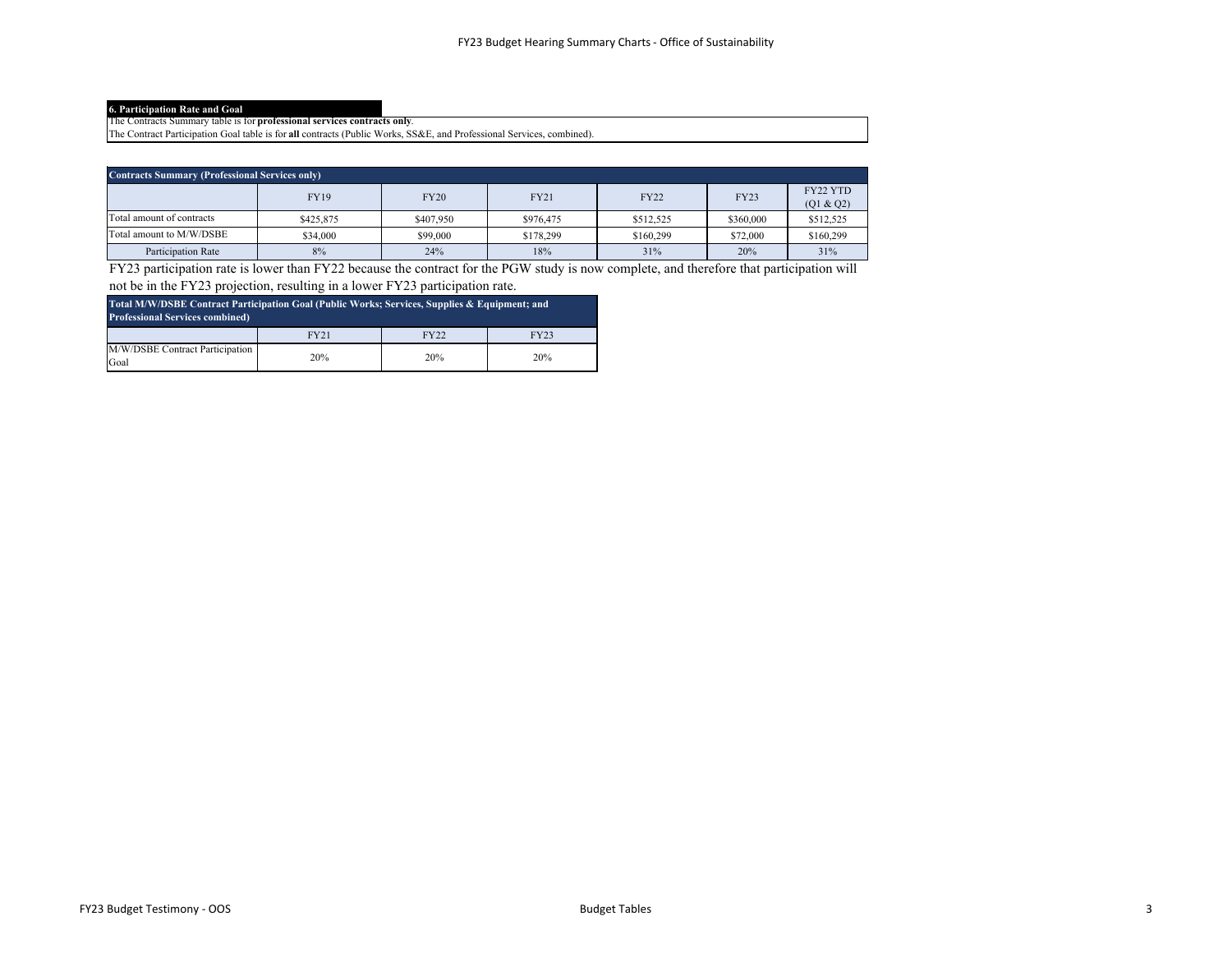## 6. Participation Rate and Goal

The Contracts Summary table is for **professional services contracts only**.
The Contract Participation Goal table is for **all** contracts (Public Works, SS&E, and Professional Services, combined).

| Contracts Summary (Professional Services only) | | | | | | |
|---|---|---|---|---|---|---|
| | FY19 | FY20 | FY21 | FY22 | FY23 | FY22 YTD (Q1 & Q2) |
| Total amount of contracts | $425,875 | $407,950 | $976,475 | $512,525 | $360,000 | $512,525 |
| Total amount to M/W/DSBE | $34,000 | $99,000 | $178,299 | $160,299 | $72,000 | $160,299 |
| Participation Rate | 8% | 24% | 18% | 31% | 20% | 31% |

FY23 participation rate is lower than FY22 because the contract for the PGW study is now complete, and therefore that participation will not be in the FY23 projection, resulting in a lower FY23 participation rate.

| Total M/W/DSBE Contract Participation Goal (Public Works; Services, Supplies & Equipment; and Professional Services combined) | | | |
|---|---|---|---|
| | FY21 | FY22 | FY23 |
| M/W/DSBE Contract Participation Goal | 20% | 20% | 20% |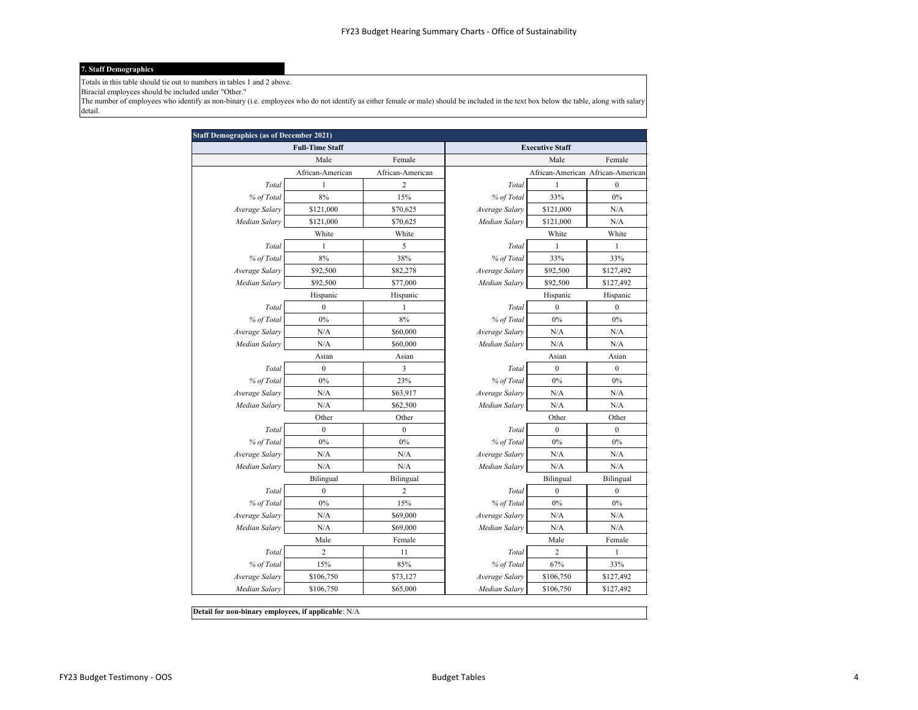## 7. Staff Demographics

Totals in this table should tie out to numbers in tables 1 and 2 above.
Biracial employees should be included under "Other."
The number of employees who identify as non-binary (i.e. employees who do not identify as either female or male) should be included in the text box below the table, along with salary detail.

**Staff Demographics (as of December 2021)**

| **Full-Time Staff** | | | **Executive Staff** | | |
|---|---|---|---|---|---|
| | Male | Female | | Male | Female |
| | African-American | African-American | | African-American | African-American |
| *Total* | 1 | 2 | *Total* | 1 | 0 |
| *% of Total* | 8% | 15% | *% of Total* | 33% | 0% |
| *Average Salary* | $121,000 | $70,625 | *Average Salary* | $121,000 | N/A |
| *Median Salary* | $121,000 | $70,625 | *Median Salary* | $121,000 | N/A |
| | White | White | | White | White |
| *Total* | 1 | 5 | *Total* | 1 | 1 |
| *% of Total* | 8% | 38% | *% of Total* | 33% | 33% |
| *Average Salary* | $92,500 | $82,278 | *Average Salary* | $92,500 | $127,492 |
| *Median Salary* | $92,500 | $77,000 | *Median Salary* | $92,500 | $127,492 |
| | Hispanic | Hispanic | | Hispanic | Hispanic |
| *Total* | 0 | 1 | *Total* | 0 | 0 |
| *% of Total* | 0% | 8% | *% of Total* | 0% | 0% |
| *Average Salary* | N/A | $60,000 | *Average Salary* | N/A | N/A |
| *Median Salary* | N/A | $60,000 | *Median Salary* | N/A | N/A |
| | Asian | Asian | | Asian | Asian |
| *Total* | 0 | 3 | *Total* | 0 | 0 |
| *% of Total* | 0% | 23% | *% of Total* | 0% | 0% |
| *Average Salary* | N/A | $63,917 | *Average Salary* | N/A | N/A |
| *Median Salary* | N/A | $62,500 | *Median Salary* | N/A | N/A |
| | Other | Other | | Other | Other |
| *Total* | 0 | 0 | *Total* | 0 | 0 |
| *% of Total* | 0% | 0% | *% of Total* | 0% | 0% |
| *Average Salary* | N/A | N/A | *Average Salary* | N/A | N/A |
| *Median Salary* | N/A | N/A | *Median Salary* | N/A | N/A |
| | Bilingual | Bilingual | | Bilingual | Bilingual |
| *Total* | 0 | 2 | *Total* | 0 | 0 |
| *% of Total* | 0% | 15% | *% of Total* | 0% | 0% |
| *Average Salary* | N/A | $69,000 | *Average Salary* | N/A | N/A |
| *Median Salary* | N/A | $69,000 | *Median Salary* | N/A | N/A |
| | Male | Female | | Male | Female |
| *Total* | 2 | 11 | *Total* | 2 | 1 |
| *% of Total* | 15% | 85% | *% of Total* | 67% | 33% |
| *Average Salary* | $106,750 | $73,127 | *Average Salary* | $106,750 | $127,492 |
| *Median Salary* | $106,750 | $65,000 | *Median Salary* | $106,750 | $127,492 |

**Detail for non-binary employees, if applicable**: N/A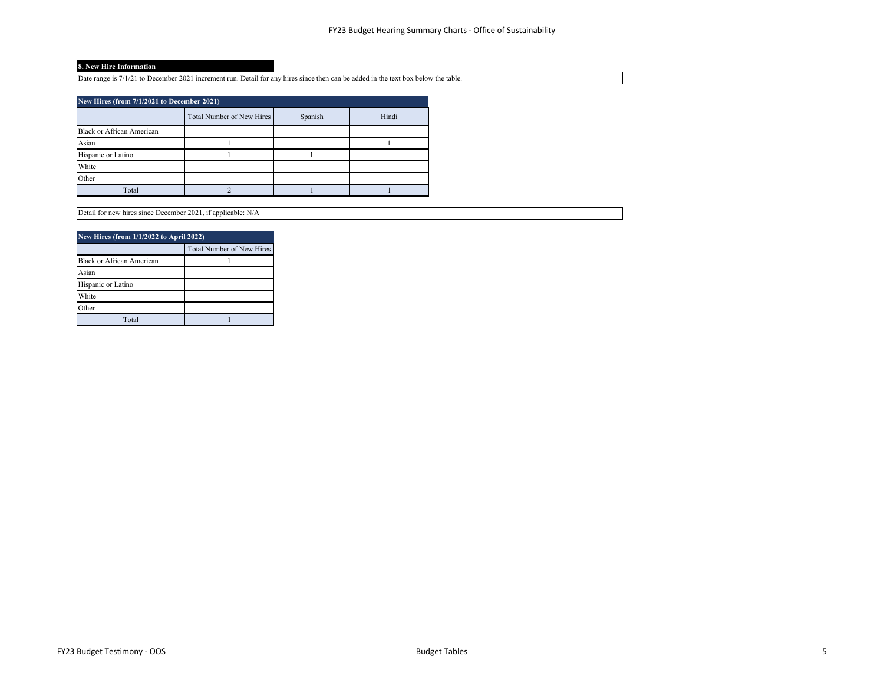**8. New Hire Information**

Date range is 7/1/21 to December 2021 increment run. Detail for any hires since then can be added in the text box below the table.

**New Hires (from 7/1/2021 to December 2021)**

| | Total Number of New Hires | Spanish | Hindi |
|---|---|---|---|
| Black or African American | | | |
| Asian | 1 | | 1 |
| Hispanic or Latino | 1 | 1 | |
| White | | | |
| Other | | | |
| Total | 2 | 1 | 1 |

Detail for new hires since December 2021, if applicable: N/A

**New Hires (from 1/1/2022 to April 2022)**

| | Total Number of New Hires |
|---|---|
| Black or African American | 1 |
| Asian | |
| Hispanic or Latino | |
| White | |
| Other | |
| Total | 1 |